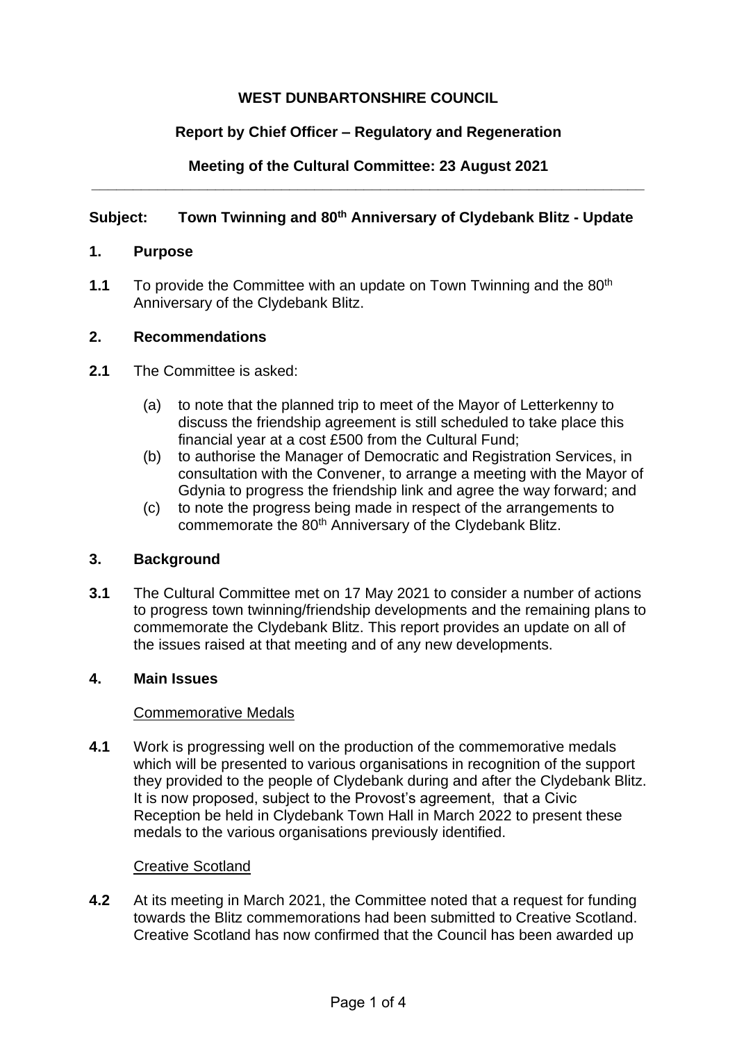**WEST DUNBARTONSHIRE COUNCIL**

**Report by Chief Officer – Regulatory and Regeneration**

**Meeting of the Cultural Committee: 23 August 2021**

---

**Subject: Town Twinning and 80th Anniversary of Clydebank Blitz - Update**

## 1. Purpose

**1.1** To provide the Committee with an update on Town Twinning and the 80th Anniversary of the Clydebank Blitz.

## 2. Recommendations

**2.1** The Committee is asked:

(a) to note that the planned trip to meet of the Mayor of Letterkenny to discuss the friendship agreement is still scheduled to take place this financial year at a cost £500 from the Cultural Fund;

(b) to authorise the Manager of Democratic and Registration Services, in consultation with the Convener, to arrange a meeting with the Mayor of Gdynia to progress the friendship link and agree the way forward; and

(c) to note the progress being made in respect of the arrangements to commemorate the 80th Anniversary of the Clydebank Blitz.

## 3. Background

**3.1** The Cultural Committee met on 17 May 2021 to consider a number of actions to progress town twinning/friendship developments and the remaining plans to commemorate the Clydebank Blitz. This report provides an update on all of the issues raised at that meeting and of any new developments.

## 4. Main Issues

Commemorative Medals

**4.1** Work is progressing well on the production of the commemorative medals which will be presented to various organisations in recognition of the support they provided to the people of Clydebank during and after the Clydebank Blitz. It is now proposed, subject to the Provost's agreement, that a Civic Reception be held in Clydebank Town Hall in March 2022 to present these medals to the various organisations previously identified.

Creative Scotland

**4.2** At its meeting in March 2021, the Committee noted that a request for funding towards the Blitz commemorations had been submitted to Creative Scotland. Creative Scotland has now confirmed that the Council has been awarded up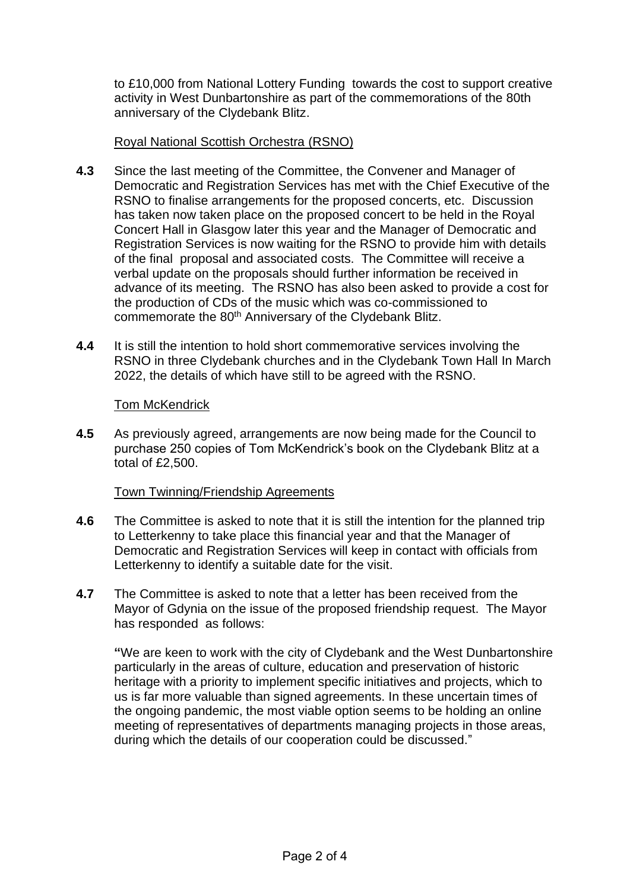to £10,000 from National Lottery Funding towards the cost to support creative activity in West Dunbartonshire as part of the commemorations of the 80th anniversary of the Clydebank Blitz.

Royal National Scottish Orchestra (RSNO)

**4.3** Since the last meeting of the Committee, the Convener and Manager of Democratic and Registration Services has met with the Chief Executive of the RSNO to finalise arrangements for the proposed concerts, etc. Discussion has taken now taken place on the proposed concert to be held in the Royal Concert Hall in Glasgow later this year and the Manager of Democratic and Registration Services is now waiting for the RSNO to provide him with details of the final proposal and associated costs. The Committee will receive a verbal update on the proposals should further information be received in advance of its meeting. The RSNO has also been asked to provide a cost for the production of CDs of the music which was co-commissioned to commemorate the 80th Anniversary of the Clydebank Blitz.

**4.4** It is still the intention to hold short commemorative services involving the RSNO in three Clydebank churches and in the Clydebank Town Hall In March 2022, the details of which have still to be agreed with the RSNO.

Tom McKendrick

**4.5** As previously agreed, arrangements are now being made for the Council to purchase 250 copies of Tom McKendrick's book on the Clydebank Blitz at a total of £2,500.

Town Twinning/Friendship Agreements

**4.6** The Committee is asked to note that it is still the intention for the planned trip to Letterkenny to take place this financial year and that the Manager of Democratic and Registration Services will keep in contact with officials from Letterkenny to identify a suitable date for the visit.

**4.7** The Committee is asked to note that a letter has been received from the Mayor of Gdynia on the issue of the proposed friendship request. The Mayor has responded as follows:

"We are keen to work with the city of Clydebank and the West Dunbartonshire particularly in the areas of culture, education and preservation of historic heritage with a priority to implement specific initiatives and projects, which to us is far more valuable than signed agreements. In these uncertain times of the ongoing pandemic, the most viable option seems to be holding an online meeting of representatives of departments managing projects in those areas, during which the details of our cooperation could be discussed."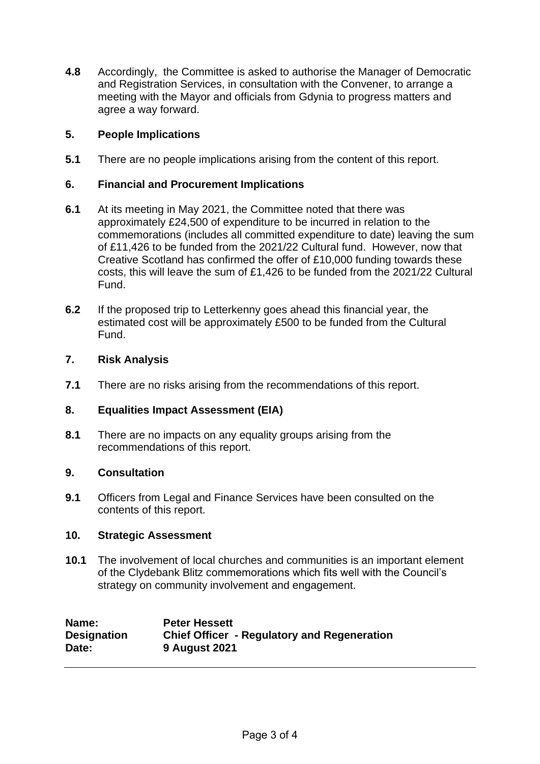**4.8** Accordingly, the Committee is asked to authorise the Manager of Democratic and Registration Services, in consultation with the Convener, to arrange a meeting with the Mayor and officials from Gdynia to progress matters and agree a way forward.

## 5. People Implications

**5.1** There are no people implications arising from the content of this report.

## 6. Financial and Procurement Implications

**6.1** At its meeting in May 2021, the Committee noted that there was approximately £24,500 of expenditure to be incurred in relation to the commemorations (includes all committed expenditure to date) leaving the sum of £11,426 to be funded from the 2021/22 Cultural fund. However, now that Creative Scotland has confirmed the offer of £10,000 funding towards these costs, this will leave the sum of £1,426 to be funded from the 2021/22 Cultural Fund.

**6.2** If the proposed trip to Letterkenny goes ahead this financial year, the estimated cost will be approximately £500 to be funded from the Cultural Fund.

## 7. Risk Analysis

**7.1** There are no risks arising from the recommendations of this report.

## 8. Equalities Impact Assessment (EIA)

**8.1** There are no impacts on any equality groups arising from the recommendations of this report.

## 9. Consultation

**9.1** Officers from Legal and Finance Services have been consulted on the contents of this report.

## 10. Strategic Assessment

**10.1** The involvement of local churches and communities is an important element of the Clydebank Blitz commemorations which fits well with the Council's strategy on community involvement and engagement.

| | |
|---|---|
| **Name:** | **Peter Hessett** |
| **Designation** | **Chief Officer - Regulatory and Regeneration** |
| **Date:** | **9 August 2021** |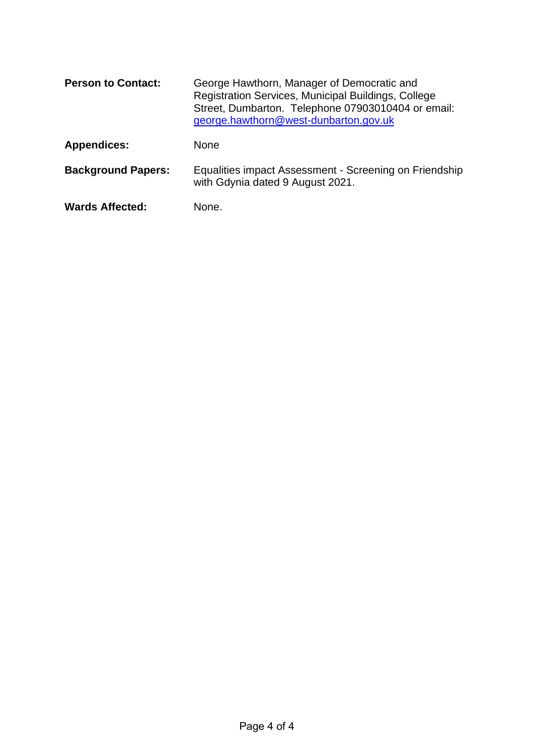**Person to Contact:** George Hawthorn, Manager of Democratic and Registration Services, Municipal Buildings, College Street, Dumbarton. Telephone 07903010404 or email: george.hawthorn@west-dunbarton.gov.uk

**Appendices:** None

**Background Papers:** Equalities impact Assessment - Screening on Friendship with Gdynia dated 9 August 2021.

**Wards Affected:** None.